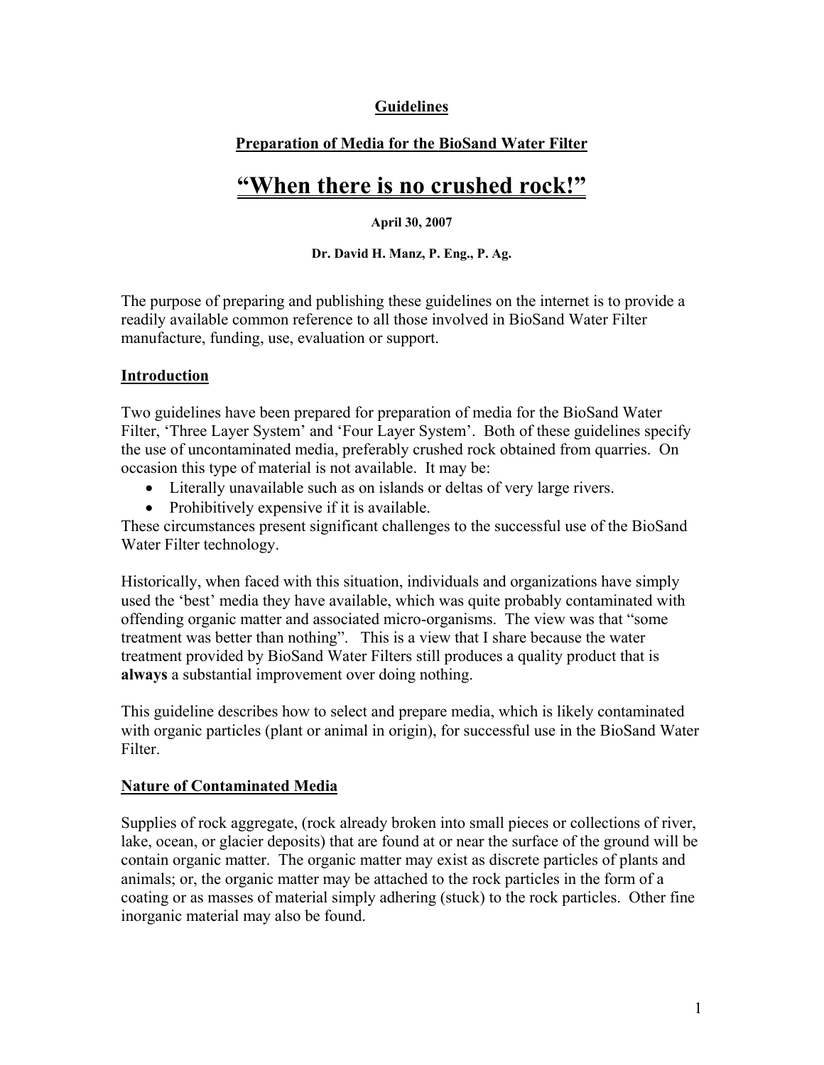# Guidelines

## Preparation of Media for the BioSand Water Filter

# "When there is no crushed rock!"

**April 30, 2007**

**Dr. David H. Manz, P. Eng., P. Ag.**

The purpose of preparing and publishing these guidelines on the internet is to provide a readily available common reference to all those involved in BioSand Water Filter manufacture, funding, use, evaluation or support.

## Introduction

Two guidelines have been prepared for preparation of media for the BioSand Water Filter, 'Three Layer System' and 'Four Layer System'. Both of these guidelines specify the use of uncontaminated media, preferably crushed rock obtained from quarries. On occasion this type of material is not available. It may be:

- Literally unavailable such as on islands or deltas of very large rivers.
- Prohibitively expensive if it is available.

These circumstances present significant challenges to the successful use of the BioSand Water Filter technology.

Historically, when faced with this situation, individuals and organizations have simply used the 'best' media they have available, which was quite probably contaminated with offending organic matter and associated micro-organisms. The view was that "some treatment was better than nothing". This is a view that I share because the water treatment provided by BioSand Water Filters still produces a quality product that is **always** a substantial improvement over doing nothing.

This guideline describes how to select and prepare media, which is likely contaminated with organic particles (plant or animal in origin), for successful use in the BioSand Water Filter.

## Nature of Contaminated Media

Supplies of rock aggregate, (rock already broken into small pieces or collections of river, lake, ocean, or glacier deposits) that are found at or near the surface of the ground will be contain organic matter. The organic matter may exist as discrete particles of plants and animals; or, the organic matter may be attached to the rock particles in the form of a coating or as masses of material simply adhering (stuck) to the rock particles. Other fine inorganic material may also be found.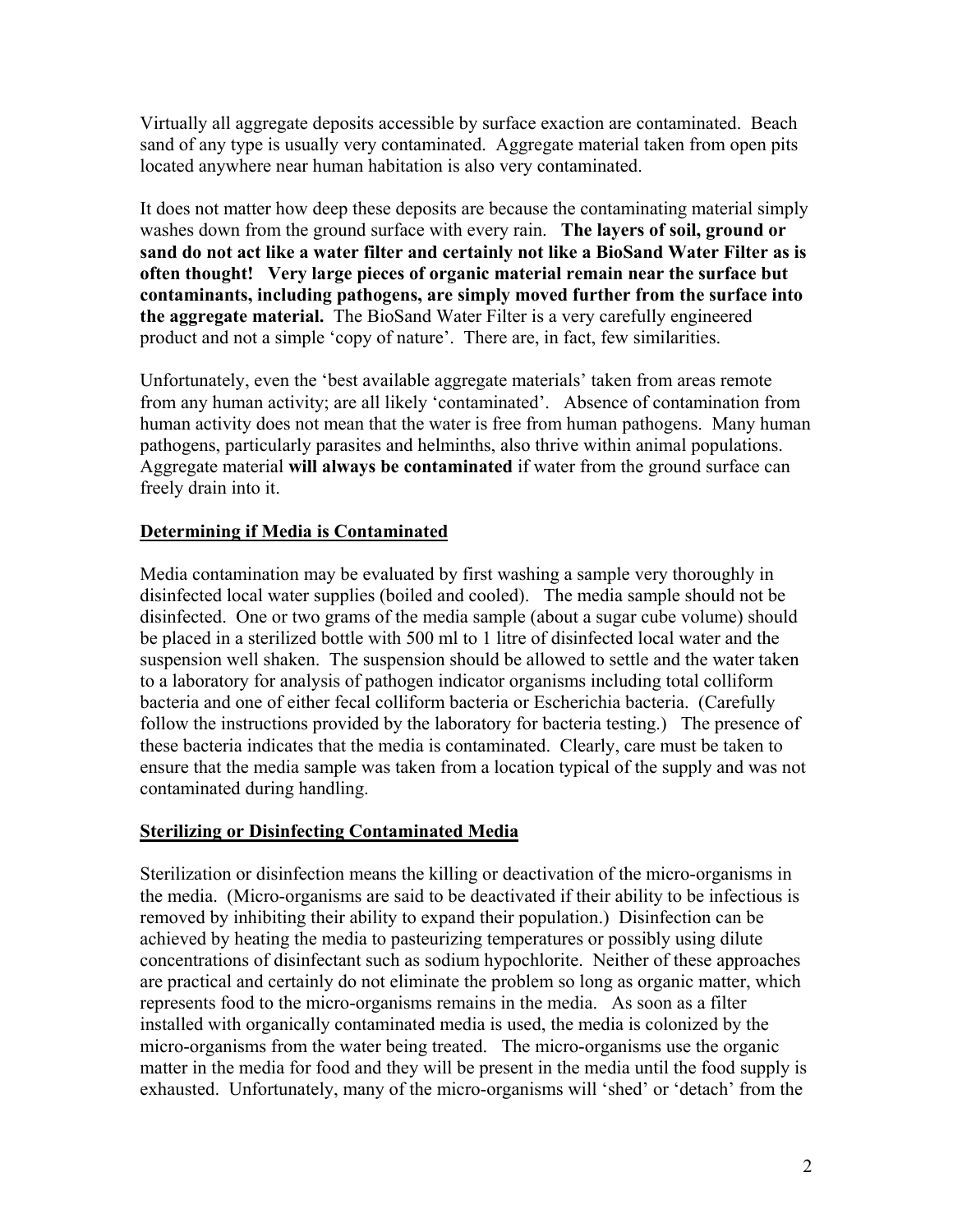Virtually all aggregate deposits accessible by surface exaction are contaminated. Beach sand of any type is usually very contaminated. Aggregate material taken from open pits located anywhere near human habitation is also very contaminated.

It does not matter how deep these deposits are because the contaminating material simply washes down from the ground surface with every rain. **The layers of soil, ground or sand do not act like a water filter and certainly not like a BioSand Water Filter as is often thought! Very large pieces of organic material remain near the surface but contaminants, including pathogens, are simply moved further from the surface into the aggregate material.** The BioSand Water Filter is a very carefully engineered product and not a simple 'copy of nature'. There are, in fact, few similarities.

Unfortunately, even the 'best available aggregate materials' taken from areas remote from any human activity; are all likely 'contaminated'. Absence of contamination from human activity does not mean that the water is free from human pathogens. Many human pathogens, particularly parasites and helminths, also thrive within animal populations. Aggregate material **will always be contaminated** if water from the ground surface can freely drain into it.

## Determining if Media is Contaminated

Media contamination may be evaluated by first washing a sample very thoroughly in disinfected local water supplies (boiled and cooled). The media sample should not be disinfected. One or two grams of the media sample (about a sugar cube volume) should be placed in a sterilized bottle with 500 ml to 1 litre of disinfected local water and the suspension well shaken. The suspension should be allowed to settle and the water taken to a laboratory for analysis of pathogen indicator organisms including total colliform bacteria and one of either fecal colliform bacteria or Escherichia bacteria. (Carefully follow the instructions provided by the laboratory for bacteria testing.) The presence of these bacteria indicates that the media is contaminated. Clearly, care must be taken to ensure that the media sample was taken from a location typical of the supply and was not contaminated during handling.

## Sterilizing or Disinfecting Contaminated Media

Sterilization or disinfection means the killing or deactivation of the micro-organisms in the media. (Micro-organisms are said to be deactivated if their ability to be infectious is removed by inhibiting their ability to expand their population.) Disinfection can be achieved by heating the media to pasteurizing temperatures or possibly using dilute concentrations of disinfectant such as sodium hypochlorite. Neither of these approaches are practical and certainly do not eliminate the problem so long as organic matter, which represents food to the micro-organisms remains in the media. As soon as a filter installed with organically contaminated media is used, the media is colonized by the micro-organisms from the water being treated. The micro-organisms use the organic matter in the media for food and they will be present in the media until the food supply is exhausted. Unfortunately, many of the micro-organisms will 'shed' or 'detach' from the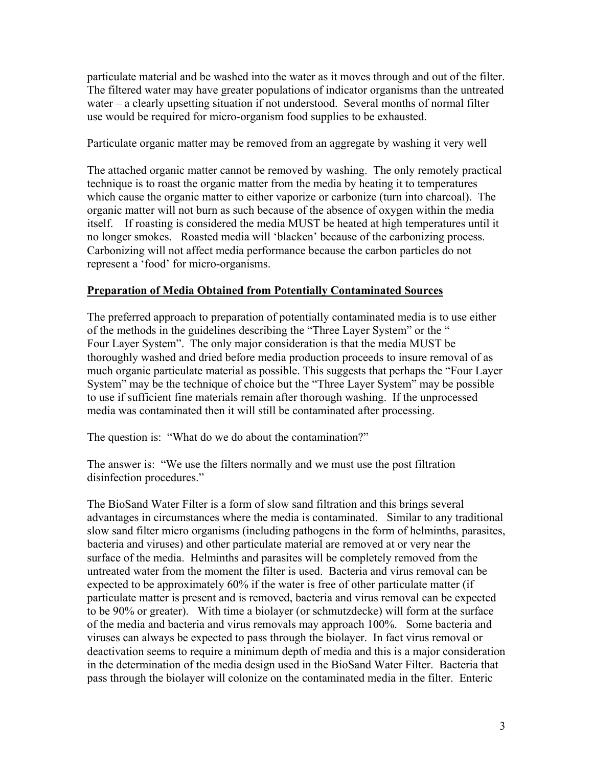particulate material and be washed into the water as it moves through and out of the filter. The filtered water may have greater populations of indicator organisms than the untreated water – a clearly upsetting situation if not understood. Several months of normal filter use would be required for micro-organism food supplies to be exhausted.

Particulate organic matter may be removed from an aggregate by washing it very well

The attached organic matter cannot be removed by washing. The only remotely practical technique is to roast the organic matter from the media by heating it to temperatures which cause the organic matter to either vaporize or carbonize (turn into charcoal). The organic matter will not burn as such because of the absence of oxygen within the media itself. If roasting is considered the media MUST be heated at high temperatures until it no longer smokes. Roasted media will 'blacken' because of the carbonizing process. Carbonizing will not affect media performance because the carbon particles do not represent a 'food' for micro-organisms.

## Preparation of Media Obtained from Potentially Contaminated Sources

The preferred approach to preparation of potentially contaminated media is to use either of the methods in the guidelines describing the "Three Layer System" or the " Four Layer System". The only major consideration is that the media MUST be thoroughly washed and dried before media production proceeds to insure removal of as much organic particulate material as possible. This suggests that perhaps the "Four Layer System" may be the technique of choice but the "Three Layer System" may be possible to use if sufficient fine materials remain after thorough washing. If the unprocessed media was contaminated then it will still be contaminated after processing.

The question is: "What do we do about the contamination?"

The answer is: "We use the filters normally and we must use the post filtration disinfection procedures."

The BioSand Water Filter is a form of slow sand filtration and this brings several advantages in circumstances where the media is contaminated. Similar to any traditional slow sand filter micro organisms (including pathogens in the form of helminths, parasites, bacteria and viruses) and other particulate material are removed at or very near the surface of the media. Helminths and parasites will be completely removed from the untreated water from the moment the filter is used. Bacteria and virus removal can be expected to be approximately 60% if the water is free of other particulate matter (if particulate matter is present and is removed, bacteria and virus removal can be expected to be 90% or greater). With time a biolayer (or schmutzdecke) will form at the surface of the media and bacteria and virus removals may approach 100%. Some bacteria and viruses can always be expected to pass through the biolayer. In fact virus removal or deactivation seems to require a minimum depth of media and this is a major consideration in the determination of the media design used in the BioSand Water Filter. Bacteria that pass through the biolayer will colonize on the contaminated media in the filter. Enteric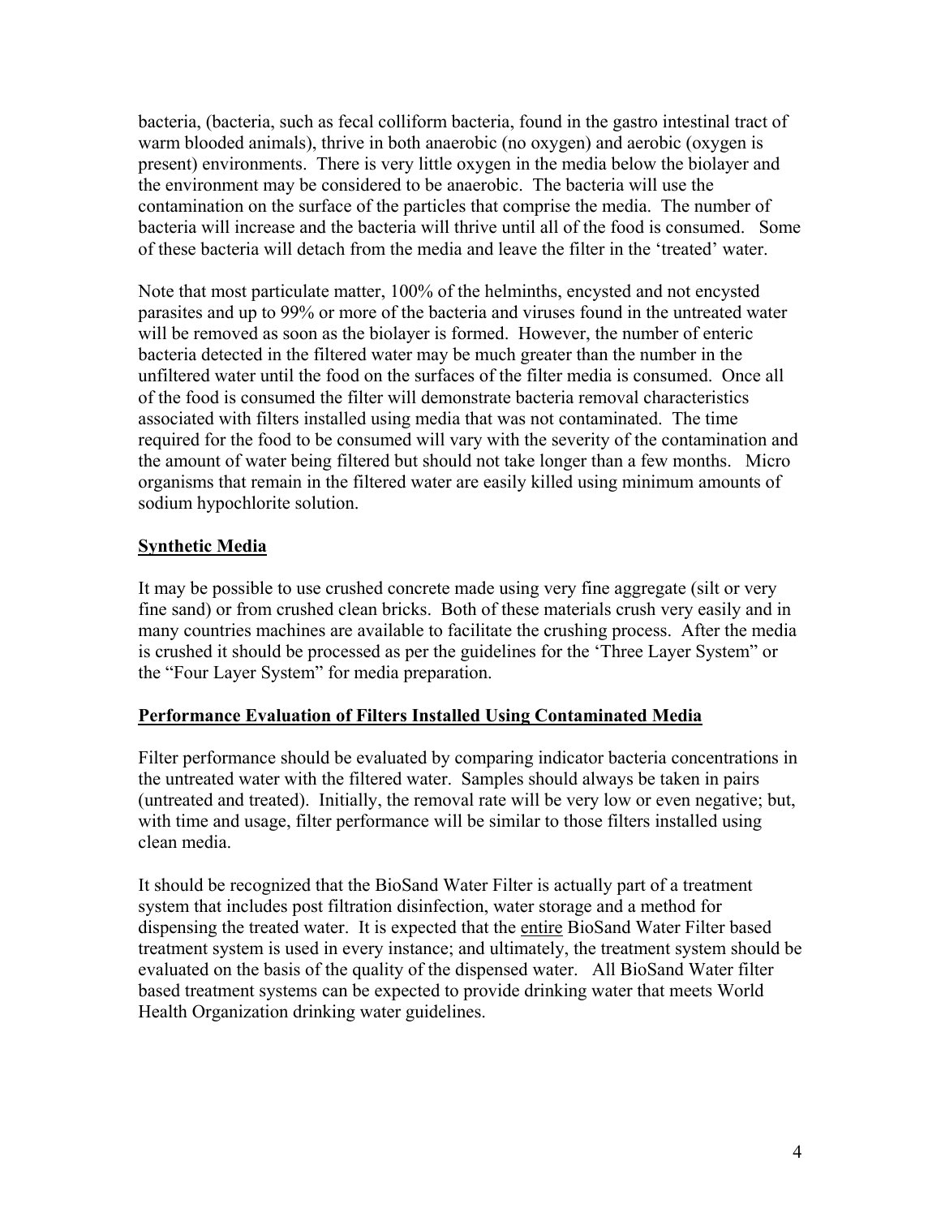bacteria, (bacteria, such as fecal colliform bacteria, found in the gastro intestinal tract of warm blooded animals), thrive in both anaerobic (no oxygen) and aerobic (oxygen is present) environments. There is very little oxygen in the media below the biolayer and the environment may be considered to be anaerobic. The bacteria will use the contamination on the surface of the particles that comprise the media. The number of bacteria will increase and the bacteria will thrive until all of the food is consumed. Some of these bacteria will detach from the media and leave the filter in the 'treated' water.

Note that most particulate matter, 100% of the helminths, encysted and not encysted parasites and up to 99% or more of the bacteria and viruses found in the untreated water will be removed as soon as the biolayer is formed. However, the number of enteric bacteria detected in the filtered water may be much greater than the number in the unfiltered water until the food on the surfaces of the filter media is consumed. Once all of the food is consumed the filter will demonstrate bacteria removal characteristics associated with filters installed using media that was not contaminated. The time required for the food to be consumed will vary with the severity of the contamination and the amount of water being filtered but should not take longer than a few months. Micro organisms that remain in the filtered water are easily killed using minimum amounts of sodium hypochlorite solution.

**Synthetic Media**

It may be possible to use crushed concrete made using very fine aggregate (silt or very fine sand) or from crushed clean bricks. Both of these materials crush very easily and in many countries machines are available to facilitate the crushing process. After the media is crushed it should be processed as per the guidelines for the 'Three Layer System" or the "Four Layer System" for media preparation.

**Performance Evaluation of Filters Installed Using Contaminated Media**

Filter performance should be evaluated by comparing indicator bacteria concentrations in the untreated water with the filtered water. Samples should always be taken in pairs (untreated and treated). Initially, the removal rate will be very low or even negative; but, with time and usage, filter performance will be similar to those filters installed using clean media.

It should be recognized that the BioSand Water Filter is actually part of a treatment system that includes post filtration disinfection, water storage and a method for dispensing the treated water. It is expected that the entire BioSand Water Filter based treatment system is used in every instance; and ultimately, the treatment system should be evaluated on the basis of the quality of the dispensed water. All BioSand Water filter based treatment systems can be expected to provide drinking water that meets World Health Organization drinking water guidelines.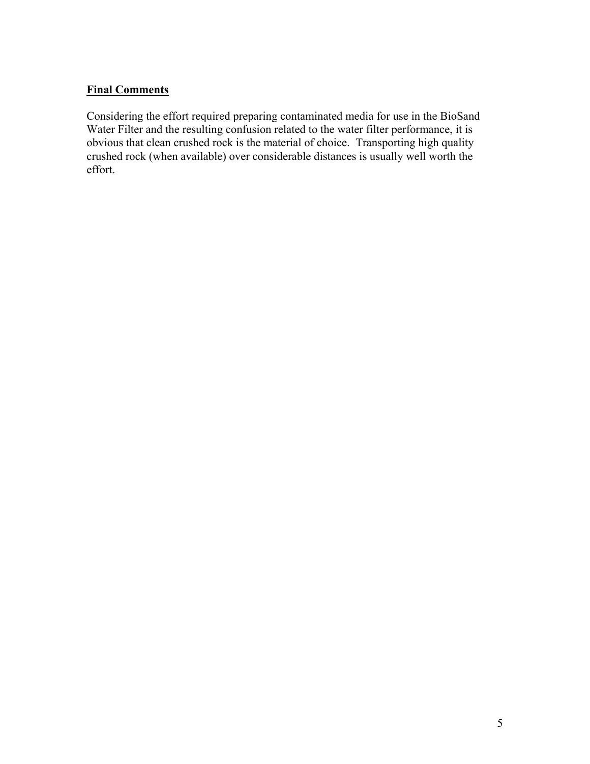**<u>Final Comments</u>**

Considering the effort required preparing contaminated media for use in the BioSand Water Filter and the resulting confusion related to the water filter performance, it is obvious that clean crushed rock is the material of choice. Transporting high quality crushed rock (when available) over considerable distances is usually well worth the effort.